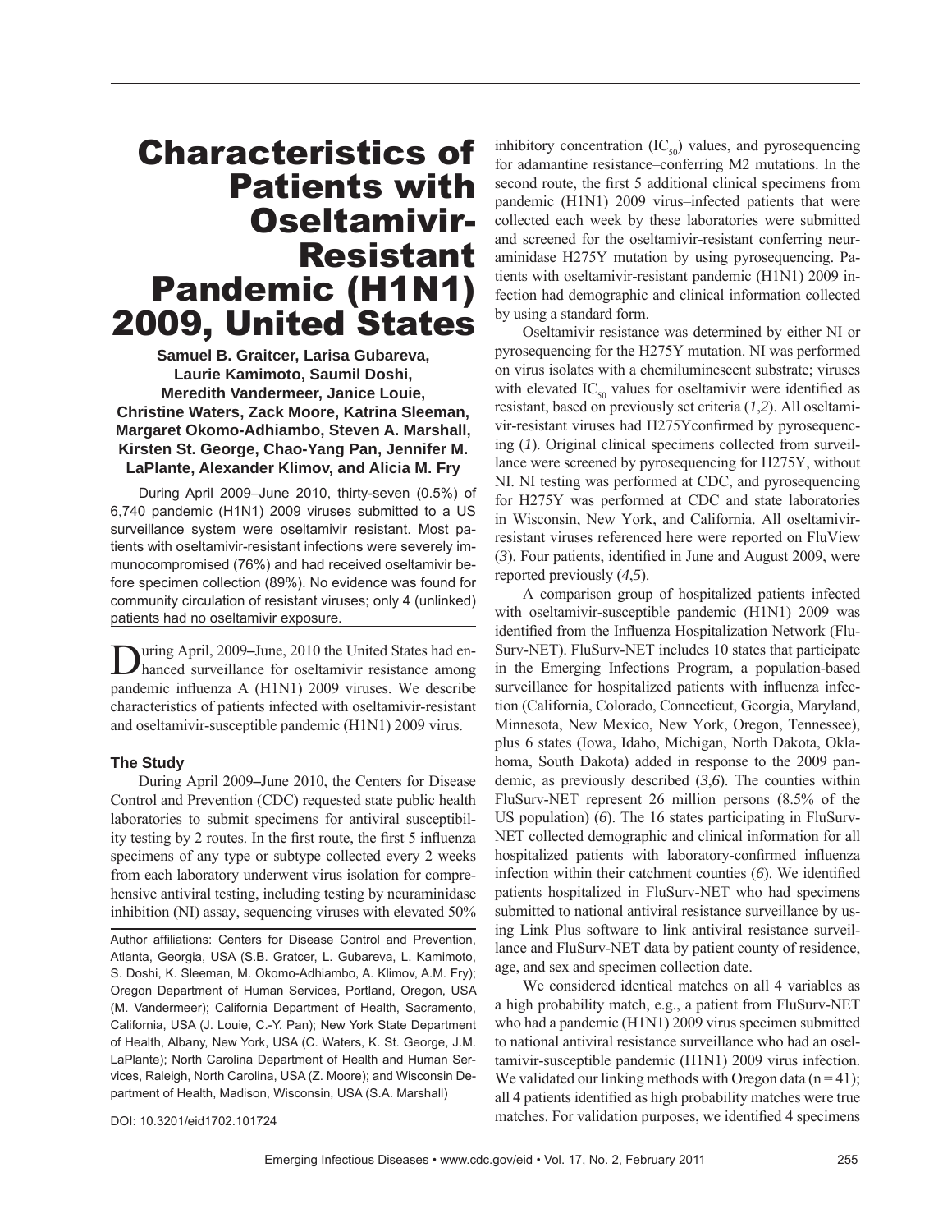# Characteristics of Patients with Oseltamivir-Resistant Pandemic (H1N1) 2009, United States

**Samuel B. Graitcer, Larisa Gubareva, Laurie Kamimoto, Saumil Doshi, Meredith Vandermeer, Janice Louie, Christine Waters, Zack Moore, Katrina Sleeman, Margaret Okomo-Adhiambo, Steven A. Marshall, Kirsten St. George, Chao-Yang Pan, Jennifer M. LaPlante, Alexander Klimov, and Alicia M. Fry**

During April 2009–June 2010, thirty-seven (0.5%) of 6,740 pandemic (H1N1) 2009 viruses submitted to a US surveillance system were oseltamivir resistant. Most patients with oseltamivir-resistant infections were severely immunocompromised (76%) and had received oseltamivir before specimen collection (89%). No evidence was found for community circulation of resistant viruses; only 4 (unlinked) patients had no oseltamivir exposure.

During April, 2009–June, 2010 the United States had enhanced surveillance for oseltamivir resistance among pandemic influenza A (H1N1) 2009 viruses. We describe characteristics of patients infected with oseltamivir-resistant and oseltamivir-susceptible pandemic (H1N1) 2009 virus.

## The Study

During April 2009–June 2010, the Centers for Disease Control and Prevention (CDC) requested state public health laboratories to submit specimens for antiviral susceptibility testing by 2 routes. In the first route, the first 5 influenza specimens of any type or subtype collected every 2 weeks from each laboratory underwent virus isolation for comprehensive antiviral testing, including testing by neuraminidase inhibition (NI) assay, sequencing viruses with elevated 50% inhibitory concentration ($IC_{50}$) values, and pyrosequencing for adamantine resistance–conferring M2 mutations. In the second route, the first 5 additional clinical specimens from pandemic (H1N1) 2009 virus–infected patients that were collected each week by these laboratories were submitted and screened for the oseltamivir-resistant conferring neuraminidase H275Y mutation by using pyrosequencing. Patients with oseltamivir-resistant pandemic (H1N1) 2009 infection had demographic and clinical information collected by using a standard form.

Oseltamivir resistance was determined by either NI or pyrosequencing for the H275Y mutation. NI was performed on virus isolates with a chemiluminescent substrate; viruses with elevated $IC_{50}$ values for oseltamivir were identified as resistant, based on previously set criteria (*1*,*2*). All oseltamivir-resistant viruses had H275Yconfirmed by pyrosequencing (*1*). Original clinical specimens collected from surveillance were screened by pyrosequencing for H275Y, without NI. NI testing was performed at CDC, and pyrosequencing for H275Y was performed at CDC and state laboratories in Wisconsin, New York, and California. All oseltamivir-resistant viruses referenced here were reported on FluView (*3*). Four patients, identified in June and August 2009, were reported previously (*4*,*5*).

A comparison group of hospitalized patients infected with oseltamivir-susceptible pandemic (H1N1) 2009 was identified from the Influenza Hospitalization Network (FluSurv-NET). FluSurv-NET includes 10 states that participate in the Emerging Infections Program, a population-based surveillance for hospitalized patients with influenza infection (California, Colorado, Connecticut, Georgia, Maryland, Minnesota, New Mexico, New York, Oregon, Tennessee), plus 6 states (Iowa, Idaho, Michigan, North Dakota, Oklahoma, South Dakota) added in response to the 2009 pandemic, as previously described (*3*,*6*). The counties within FluSurv-NET represent 26 million persons (8.5% of the US population) (*6*). The 16 states participating in FluSurv-NET collected demographic and clinical information for all hospitalized patients with laboratory-confirmed influenza infection within their catchment counties (*6*). We identified patients hospitalized in FluSurv-NET who had specimens submitted to national antiviral resistance surveillance by using Link Plus software to link antiviral resistance surveillance and FluSurv-NET data by patient county of residence, age, and sex and specimen collection date.

We considered identical matches on all 4 variables as a high probability match, e.g., a patient from FluSurv-NET who had a pandemic (H1N1) 2009 virus specimen submitted to national antiviral resistance surveillance who had an oseltamivir-susceptible pandemic (H1N1) 2009 virus infection. We validated our linking methods with Oregon data (n = 41); all 4 patients identified as high probability matches were true matches. For validation purposes, we identified 4 specimens

Author affiliations: Centers for Disease Control and Prevention, Atlanta, Georgia, USA (S.B. Gratcer, L. Gubareva, L. Kamimoto, S. Doshi, K. Sleeman, M. Okomo-Adhiambo, A. Klimov, A.M. Fry); Oregon Department of Human Services, Portland, Oregon, USA (M. Vandermeer); California Department of Health, Sacramento, California, USA (J. Louie, C.-Y. Pan); New York State Department of Health, Albany, New York, USA (C. Waters, K. St. George, J.M. LaPlante); North Carolina Department of Health and Human Services, Raleigh, North Carolina, USA (Z. Moore); and Wisconsin Department of Health, Madison, Wisconsin, USA (S.A. Marshall)

DOI: 10.3201/eid1702.101724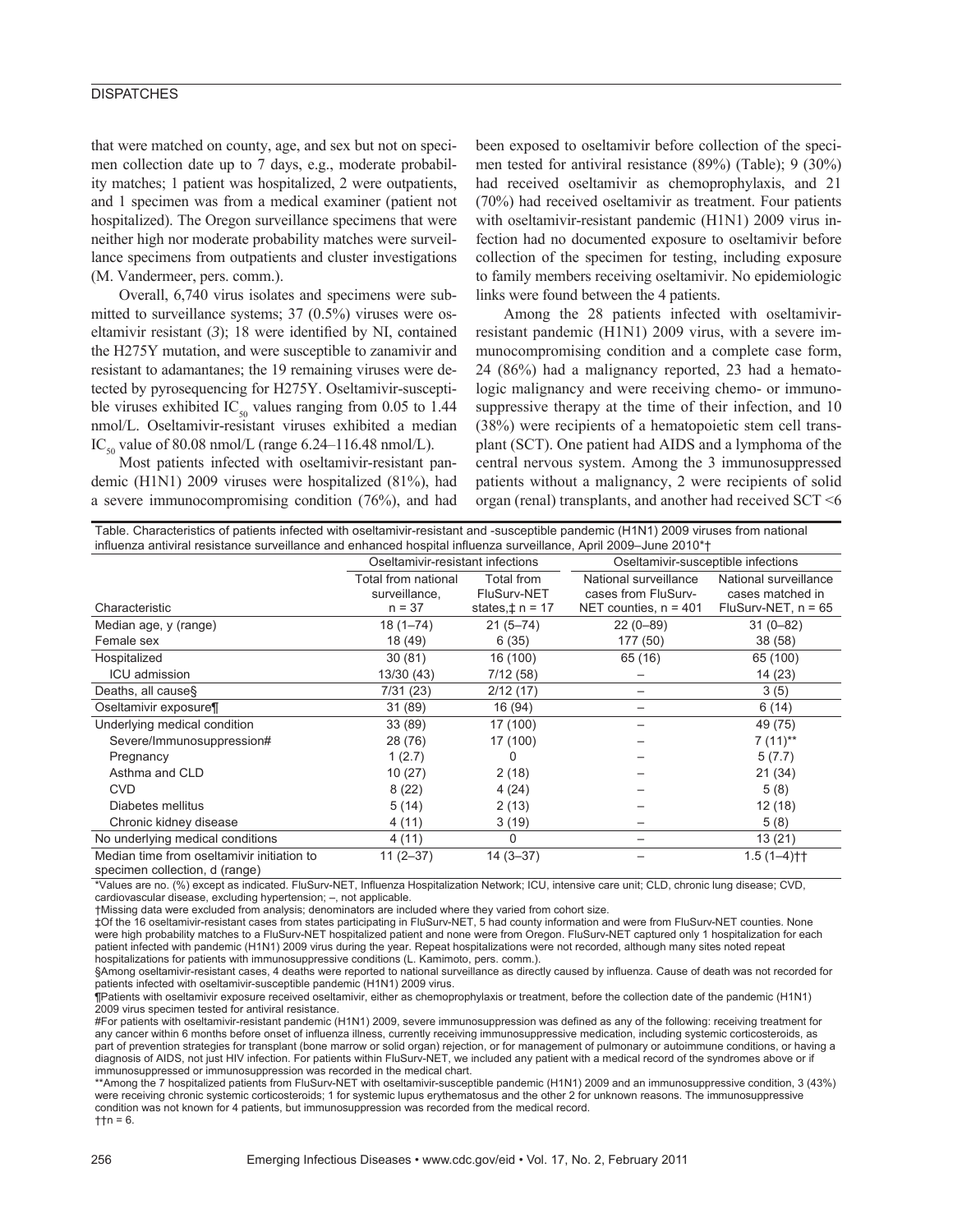that were matched on county, age, and sex but not on specimen collection date up to 7 days, e.g., moderate probability matches; 1 patient was hospitalized, 2 were outpatients, and 1 specimen was from a medical examiner (patient not hospitalized). The Oregon surveillance specimens that were neither high nor moderate probability matches were surveillance specimens from outpatients and cluster investigations (M. Vandermeer, pers. comm.).

Overall, 6,740 virus isolates and specimens were submitted to surveillance systems; 37 (0.5%) viruses were oseltamivir resistant (*3*); 18 were identified by NI, contained the H275Y mutation, and were susceptible to zanamivir and resistant to adamantanes; the 19 remaining viruses were detected by pyrosequencing for H275Y. Oseltamivir-susceptible viruses exhibited $IC_{50}$ values ranging from 0.05 to 1.44 nmol/L. Oseltamivir-resistant viruses exhibited a median $IC_{50}$ value of 80.08 nmol/L (range 6.24–116.48 nmol/L).

Most patients infected with oseltamivir-resistant pandemic (H1N1) 2009 viruses were hospitalized (81%), had a severe immunocompromising condition (76%), and had been exposed to oseltamivir before collection of the specimen tested for antiviral resistance (89%) (Table); 9 (30%) had received oseltamivir as chemoprophylaxis, and 21 (70%) had received oseltamivir as treatment. Four patients with oseltamivir-resistant pandemic (H1N1) 2009 virus infection had no documented exposure to oseltamivir before collection of the specimen for testing, including exposure to family members receiving oseltamivir. No epidemiologic links were found between the 4 patients.

Among the 28 patients infected with oseltamivir-resistant pandemic (H1N1) 2009 virus, with a severe immunocompromising condition and a complete case form, 24 (86%) had a malignancy reported, 23 had a hematologic malignancy and were receiving chemo- or immunosuppressive therapy at the time of their infection, and 10 (38%) were recipients of a hematopoietic stem cell transplant (SCT). One patient had AIDS and a lymphoma of the central nervous system. Among the 3 immunosuppressed patients without a malignancy, 2 were recipients of solid organ (renal) transplants, and another had received SCT <6

Table. Characteristics of patients infected with oseltamivir-resistant and -susceptible pandemic (H1N1) 2009 viruses from national influenza antiviral resistance surveillance and enhanced hospital influenza surveillance, April 2009–June 2010*†

| Characteristic | Oseltamivir-resistant infections | | Oseltamivir-susceptible infections | |
|---|---|---|---|---|
| | Total from national surveillance, n = 37 | Total from FluSurv-NET states,‡ n = 17 | National surveillance cases from FluSurv-NET counties, n = 401 | National surveillance cases matched in FluSurv-NET, n = 65 |
| Median age, y (range) | 18 (1–74) | 21 (5–74) | 22 (0–89) | 31 (0–82) |
| Female sex | 18 (49) | 6 (35) | 177 (50) | 38 (58) |
| Hospitalized | 30 (81) | 16 (100) | 65 (16) | 65 (100) |
| ICU admission | 13/30 (43) | 7/12 (58) | – | 14 (23) |
| Deaths, all cause§ | 7/31 (23) | 2/12 (17) | – | 3 (5) |
| Oseltamivir exposure¶ | 31 (89) | 16 (94) | – | 6 (14) |
| Underlying medical condition | 33 (89) | 17 (100) | – | 49 (75) |
| Severe/Immunosuppression# | 28 (76) | 17 (100) | – | 7 (11)** |
| Pregnancy | 1 (2.7) | 0 | – | 5 (7.7) |
| Asthma and CLD | 10 (27) | 2 (18) | – | 21 (34) |
| CVD | 8 (22) | 4 (24) | – | 5 (8) |
| Diabetes mellitus | 5 (14) | 2 (13) | – | 12 (18) |
| Chronic kidney disease | 4 (11) | 3 (19) | – | 5 (8) |
| No underlying medical conditions | 4 (11) | 0 | – | 13 (21) |
| Median time from oseltamivir initiation to specimen collection, d (range) | 11 (2–37) | 14 (3–37) | – | 1.5 (1–4)†† |

*Values are no. (%) except as indicated. FluSurv-NET, Influenza Hospitalization Network; ICU, intensive care unit; CLD, chronic lung disease; CVD, cardiovascular disease, excluding hypertension; –, not applicable.
†Missing data were excluded from analysis; denominators are included where they varied from cohort size.
‡Of the 16 oseltamivir-resistant cases from states participating in FluSurv-NET, 5 had county information and were from FluSurv-NET counties. None were high probability matches to a FluSurv-NET hospitalized patient and none were from Oregon. FluSurv-NET captured only 1 hospitalization for each patient infected with pandemic (H1N1) 2009 virus during the year. Repeat hospitalizations were not recorded, although many sites noted repeat hospitalizations for patients with immunosuppressive conditions (L. Kamimoto, pers. comm.).
§Among oseltamivir-resistant cases, 4 deaths were reported to national surveillance as directly caused by influenza. Cause of death was not recorded for patients infected with oseltamivir-susceptible pandemic (H1N1) 2009 virus.
¶Patients with oseltamivir exposure received oseltamivir, either as chemoprophylaxis or treatment, before the collection date of the pandemic (H1N1) 2009 virus specimen tested for antiviral resistance.
#For patients with oseltamivir-resistant pandemic (H1N1) 2009, severe immunosuppression was defined as any of the following: receiving treatment for any cancer within 6 months before onset of influenza illness, currently receiving immunosuppressive medication, including systemic corticosteroids, as part of prevention strategies for transplant (bone marrow or solid organ) rejection, or for management of pulmonary or autoimmune conditions, or having a diagnosis of AIDS, not just HIV infection. For patients within FluSurv-NET, we included any patient with a medical record of the syndromes above or if immunosuppressed or immunosuppression was recorded in the medical chart.
**Among the 7 hospitalized patients from FluSurv-NET with oseltamivir-susceptible pandemic (H1N1) 2009 and an immunosuppressive condition, 3 (43%) were receiving chronic systemic corticosteroids; 1 for systemic lupus erythematosus and the other 2 for unknown reasons. The immunosuppressive condition was not known for 4 patients, but immunosuppression was recorded from the medical record.
††n = 6.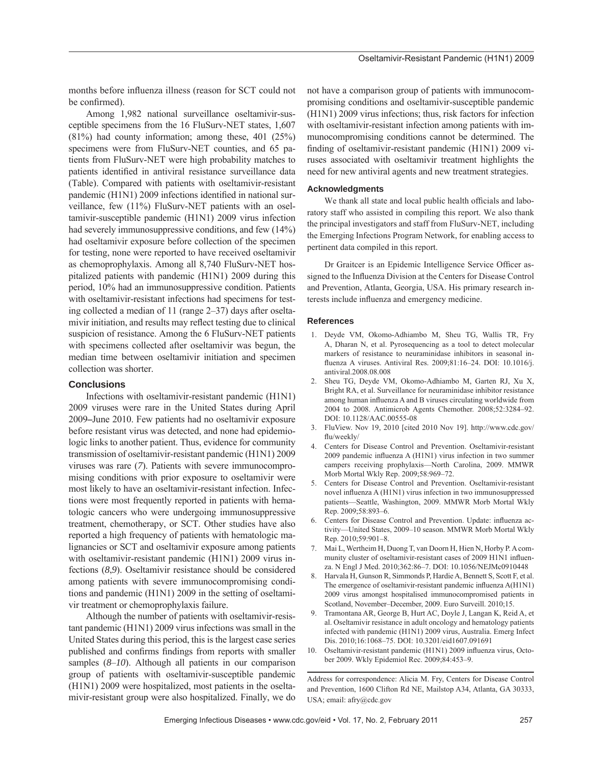months before influenza illness (reason for SCT could not be confirmed).

Among 1,982 national surveillance oseltamivir-susceptible specimens from the 16 FluSurv-NET states, 1,607 (81%) had county information; among these, 401 (25%) specimens were from FluSurv-NET counties, and 65 patients from FluSurv-NET were high probability matches to patients identified in antiviral resistance surveillance data (Table). Compared with patients with oseltamivir-resistant pandemic (H1N1) 2009 infections identified in national surveillance, few (11%) FluSurv-NET patients with an oseltamivir-susceptible pandemic (H1N1) 2009 virus infection had severely immunosuppressive conditions, and few (14%) had oseltamivir exposure before collection of the specimen for testing, none were reported to have received oseltamivir as chemoprophylaxis. Among all 8,740 FluSurv-NET hospitalized patients with pandemic (H1N1) 2009 during this period, 10% had an immunosuppressive condition. Patients with oseltamivir-resistant infections had specimens for testing collected a median of 11 (range 2–37) days after oseltamivir initiation, and results may reflect testing due to clinical suspicion of resistance. Among the 6 FluSurv-NET patients with specimens collected after oseltamivir was begun, the median time between oseltamivir initiation and specimen collection was shorter.

## Conclusions

Infections with oseltamivir-resistant pandemic (H1N1) 2009 viruses were rare in the United States during April 2009–June 2010. Few patients had no oseltamivir exposure before resistant virus was detected, and none had epidemiologic links to another patient. Thus, evidence for community transmission of oseltamivir-resistant pandemic (H1N1) 2009 viruses was rare (*7*). Patients with severe immunocompromising conditions with prior exposure to oseltamivir were most likely to have an oseltamivir-resistant infection. Infections were most frequently reported in patients with hematologic cancers who were undergoing immunosuppressive treatment, chemotherapy, or SCT. Other studies have also reported a high frequency of patients with hematologic malignancies or SCT and oseltamivir exposure among patients with oseltamivir-resistant pandemic (H1N1) 2009 virus infections (*8*,*9*). Oseltamivir resistance should be considered among patients with severe immunocompromising conditions and pandemic (H1N1) 2009 in the setting of oseltamivir treatment or chemoprophylaxis failure.

Although the number of patients with oseltamivir-resistant pandemic (H1N1) 2009 virus infections was small in the United States during this period, this is the largest case series published and confirms findings from reports with smaller samples (*8–10*). Although all patients in our comparison group of patients with oseltamivir-susceptible pandemic (H1N1) 2009 were hospitalized, most patients in the oseltamivir-resistant group were also hospitalized. Finally, we do not have a comparison group of patients with immunocompromising conditions and oseltamivir-susceptible pandemic (H1N1) 2009 virus infections; thus, risk factors for infection with oseltamivir-resistant infection among patients with immunocompromising conditions cannot be determined. The finding of oseltamivir-resistant pandemic (H1N1) 2009 viruses associated with oseltamivir treatment highlights the need for new antiviral agents and new treatment strategies.

### Acknowledgments

We thank all state and local public health officials and laboratory staff who assisted in compiling this report. We also thank the principal investigators and staff from FluSurv-NET, including the Emerging Infections Program Network, for enabling access to pertinent data compiled in this report.

Dr Graitcer is an Epidemic Intelligence Service Officer assigned to the Influenza Division at the Centers for Disease Control and Prevention, Atlanta, Georgia, USA. His primary research interests include influenza and emergency medicine.

### References

1. Deyde VM, Okomo-Adhiambo M, Sheu TG, Wallis TR, Fry A, Dharan N, et al. Pyrosequencing as a tool to detect molecular markers of resistance to neuraminidase inhibitors in seasonal influenza A viruses. Antiviral Res. 2009;81:16–24. DOI: 10.1016/j.antiviral.2008.08.008
2. Sheu TG, Deyde VM, Okomo-Adhiambo M, Garten RJ, Xu X, Bright RA, et al. Surveillance for neuraminidase inhibitor resistance among human influenza A and B viruses circulating worldwide from 2004 to 2008. Antimicrob Agents Chemother. 2008;52:3284–92. DOI: 10.1128/AAC.00555-08
3. FluView. Nov 19, 2010 [cited 2010 Nov 19]. http://www.cdc.gov/flu/weekly/
4. Centers for Disease Control and Prevention. Oseltamivir-resistant 2009 pandemic influenza A (H1N1) virus infection in two summer campers receiving prophylaxis—North Carolina, 2009. MMWR Morb Mortal Wkly Rep. 2009;58:969–72.
5. Centers for Disease Control and Prevention. Oseltamivir-resistant novel influenza A (H1N1) virus infection in two immunosuppressed patients—Seattle, Washington, 2009. MMWR Morb Mortal Wkly Rep. 2009;58:893–6.
6. Centers for Disease Control and Prevention. Update: influenza activity—United States, 2009–10 season. MMWR Morb Mortal Wkly Rep. 2010;59:901–8.
7. Mai L, Wertheim H, Duong T, van Doorn H, Hien N, Horby P. A community cluster of oseltamivir-resistant cases of 2009 H1N1 influenza. N Engl J Med. 2010;362:86–7. DOI: 10.1056/NEJMc0910448
8. Harvala H, Gunson R, Simmonds P, Hardie A, Bennett S, Scott F, et al. The emergence of oseltamivir-resistant pandemic influenza A(H1N1) 2009 virus amongst hospitalised immunocompromised patients in Scotland, November–December, 2009. Euro Surveill. 2010;15.
9. Tramontana AR, George B, Hurt AC, Doyle J, Langan K, Reid A, et al. Oseltamivir resistance in adult oncology and hematology patients infected with pandemic (H1N1) 2009 virus, Australia. Emerg Infect Dis. 2010;16:1068–75. DOI: 10.3201/eid1607.091691
10. Oseltamivir-resistant pandemic (H1N1) 2009 influenza virus, October 2009. Wkly Epidemiol Rec. 2009;84:453–9.

Address for correspondence: Alicia M. Fry, Centers for Disease Control and Prevention, 1600 Clifton Rd NE, Mailstop A34, Atlanta, GA 30333, USA; email: afry@cdc.gov